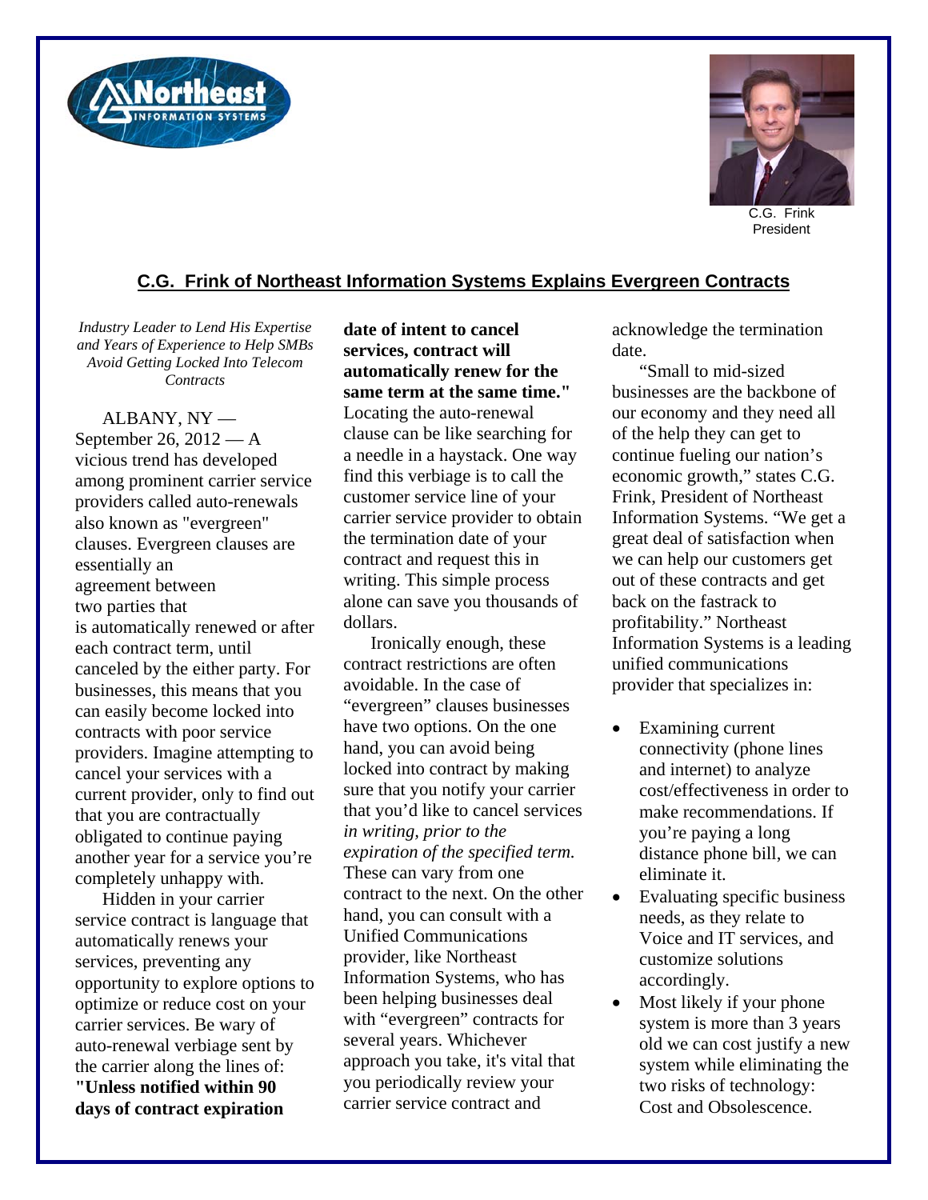C.G. Frink
President

## C.G. Frink of Northeast Information Systems Explains Evergreen Contracts

*Industry Leader to Lend His Expertise and Years of Experience to Help SMBs Avoid Getting Locked Into Telecom Contracts*

ALBANY, NY — September 26, 2012 — A vicious trend has developed among prominent carrier service providers called auto-renewals also known as "evergreen" clauses. Evergreen clauses are essentially an agreement between two parties that is automatically renewed or after each contract term, until canceled by the either party. For businesses, this means that you can easily become locked into contracts with poor service providers. Imagine attempting to cancel your services with a current provider, only to find out that you are contractually obligated to continue paying another year for a service you're completely unhappy with.

Hidden in your carrier service contract is language that automatically renews your services, preventing any opportunity to explore options to optimize or reduce cost on your carrier services. Be wary of auto-renewal verbiage sent by the carrier along the lines of: **"Unless notified within 90 days of contract expiration date of intent to cancel services, contract will automatically renew for the same term at the same time."** Locating the auto-renewal clause can be like searching for a needle in a haystack. One way find this verbiage is to call the customer service line of your carrier service provider to obtain the termination date of your contract and request this in writing. This simple process alone can save you thousands of dollars.

Ironically enough, these contract restrictions are often avoidable. In the case of "evergreen" clauses businesses have two options. On the one hand, you can avoid being locked into contract by making sure that you notify your carrier that you'd like to cancel services *in writing, prior to the expiration of the specified term.* These can vary from one contract to the next. On the other hand, you can consult with a Unified Communications provider, like Northeast Information Systems, who has been helping businesses deal with "evergreen" contracts for several years. Whichever approach you take, it's vital that you periodically review your carrier service contract and acknowledge the termination date.

"Small to mid-sized businesses are the backbone of our economy and they need all of the help they can get to continue fueling our nation's economic growth," states C.G. Frink, President of Northeast Information Systems. "We get a great deal of satisfaction when we can help our customers get out of these contracts and get back on the fastrack to profitability." Northeast Information Systems is a leading unified communications provider that specializes in:

- Examining current connectivity (phone lines and internet) to analyze cost/effectiveness in order to make recommendations. If you're paying a long distance phone bill, we can eliminate it.
- Evaluating specific business needs, as they relate to Voice and IT services, and customize solutions accordingly.
- Most likely if your phone system is more than 3 years old we can cost justify a new system while eliminating the two risks of technology: Cost and Obsolescence.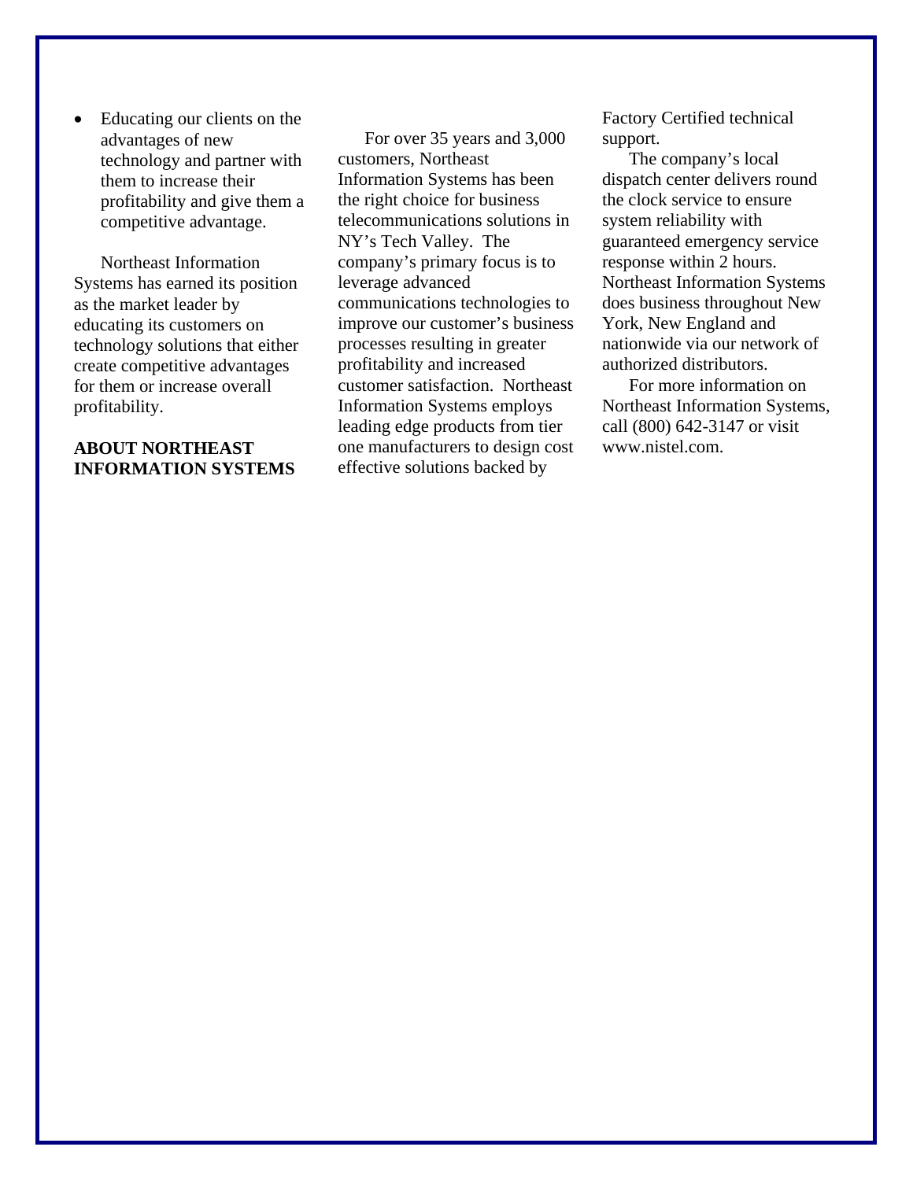- Educating our clients on the advantages of new technology and partner with them to increase their profitability and give them a competitive advantage.

Northeast Information Systems has earned its position as the market leader by educating its customers on technology solutions that either create competitive advantages for them or increase overall profitability.

**ABOUT NORTHEAST INFORMATION SYSTEMS**

For over 35 years and 3,000 customers, Northeast Information Systems has been the right choice for business telecommunications solutions in NY's Tech Valley. The company's primary focus is to leverage advanced communications technologies to improve our customer's business processes resulting in greater profitability and increased customer satisfaction. Northeast Information Systems employs leading edge products from tier one manufacturers to design cost effective solutions backed by Factory Certified technical support.

The company's local dispatch center delivers round the clock service to ensure system reliability with guaranteed emergency service response within 2 hours. Northeast Information Systems does business throughout New York, New England and nationwide via our network of authorized distributors.

For more information on Northeast Information Systems, call (800) 642-3147 or visit www.nistel.com.